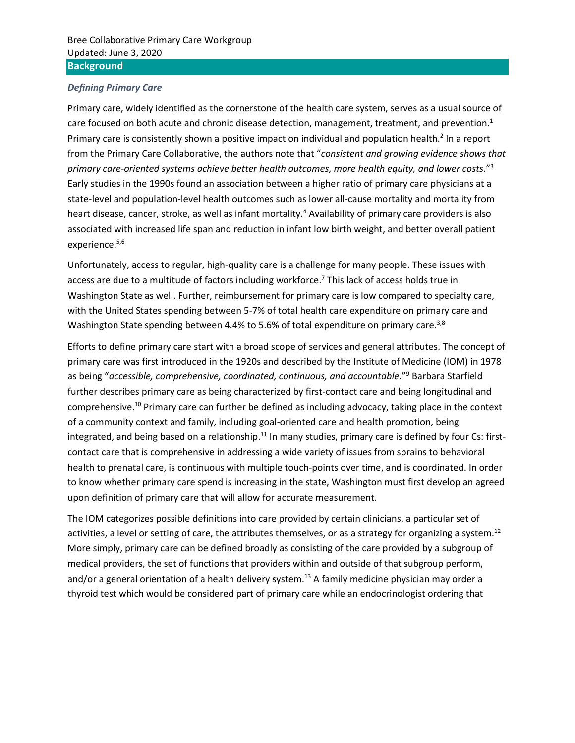Bree Collaborative Primary Care Workgroup
Updated: June 3, 2020

## Background

### *Defining Primary Care*

Primary care, widely identified as the cornerstone of the health care system, serves as a usual source of care focused on both acute and chronic disease detection, management, treatment, and prevention.[1] Primary care is consistently shown a positive impact on individual and population health.[2] In a report from the Primary Care Collaborative, the authors note that "*consistent and growing evidence shows that primary care-oriented systems achieve better health outcomes, more health equity, and lower costs.*"[3] Early studies in the 1990s found an association between a higher ratio of primary care physicians at a state-level and population-level health outcomes such as lower all-cause mortality and mortality from heart disease, cancer, stroke, as well as infant mortality.[4] Availability of primary care providers is also associated with increased life span and reduction in infant low birth weight, and better overall patient experience.[5,6]

Unfortunately, access to regular, high-quality care is a challenge for many people. These issues with access are due to a multitude of factors including workforce.[7] This lack of access holds true in Washington State as well. Further, reimbursement for primary care is low compared to specialty care, with the United States spending between 5-7% of total health care expenditure on primary care and Washington State spending between 4.4% to 5.6% of total expenditure on primary care.[3,8]

Efforts to define primary care start with a broad scope of services and general attributes. The concept of primary care was first introduced in the 1920s and described by the Institute of Medicine (IOM) in 1978 as being "*accessible, comprehensive, coordinated, continuous, and accountable*."[9] Barbara Starfield further describes primary care as being characterized by first-contact care and being longitudinal and comprehensive.[10] Primary care can further be defined as including advocacy, taking place in the context of a community context and family, including goal-oriented care and health promotion, being integrated, and being based on a relationship.[11] In many studies, primary care is defined by four Cs: first-contact care that is comprehensive in addressing a wide variety of issues from sprains to behavioral health to prenatal care, is continuous with multiple touch-points over time, and is coordinated. In order to know whether primary care spend is increasing in the state, Washington must first develop an agreed upon definition of primary care that will allow for accurate measurement.

The IOM categorizes possible definitions into care provided by certain clinicians, a particular set of activities, a level or setting of care, the attributes themselves, or as a strategy for organizing a system.[12] More simply, primary care can be defined broadly as consisting of the care provided by a subgroup of medical providers, the set of functions that providers within and outside of that subgroup perform, and/or a general orientation of a health delivery system.[13] A family medicine physician may order a thyroid test which would be considered part of primary care while an endocrinologist ordering that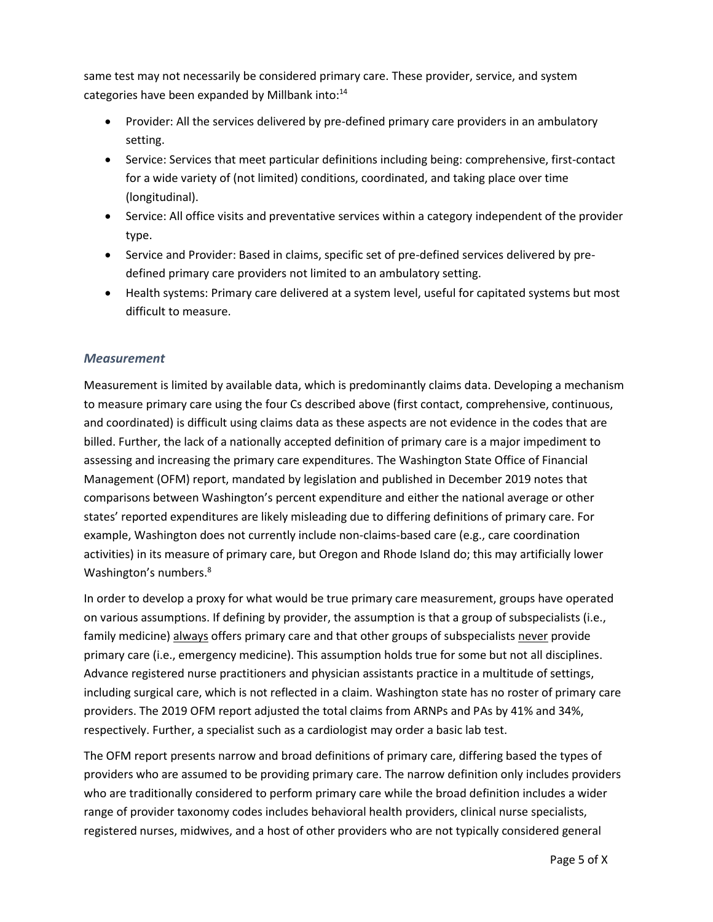same test may not necessarily be considered primary care. These provider, service, and system categories have been expanded by Millbank into:[14]

- Provider: All the services delivered by pre-defined primary care providers in an ambulatory setting.
- Service: Services that meet particular definitions including being: comprehensive, first-contact for a wide variety of (not limited) conditions, coordinated, and taking place over time (longitudinal).
- Service: All office visits and preventative services within a category independent of the provider type.
- Service and Provider: Based in claims, specific set of pre-defined services delivered by pre-defined primary care providers not limited to an ambulatory setting.
- Health systems: Primary care delivered at a system level, useful for capitated systems but most difficult to measure.

### *Measurement*

Measurement is limited by available data, which is predominantly claims data. Developing a mechanism to measure primary care using the four Cs described above (first contact, comprehensive, continuous, and coordinated) is difficult using claims data as these aspects are not evidence in the codes that are billed. Further, the lack of a nationally accepted definition of primary care is a major impediment to assessing and increasing the primary care expenditures. The Washington State Office of Financial Management (OFM) report, mandated by legislation and published in December 2019 notes that comparisons between Washington's percent expenditure and either the national average or other states' reported expenditures are likely misleading due to differing definitions of primary care. For example, Washington does not currently include non-claims-based care (e.g., care coordination activities) in its measure of primary care, but Oregon and Rhode Island do; this may artificially lower Washington's numbers.[8]

In order to develop a proxy for what would be true primary care measurement, groups have operated on various assumptions. If defining by provider, the assumption is that a group of subspecialists (i.e., family medicine) always offers primary care and that other groups of subspecialists never provide primary care (i.e., emergency medicine). This assumption holds true for some but not all disciplines. Advance registered nurse practitioners and physician assistants practice in a multitude of settings, including surgical care, which is not reflected in a claim. Washington state has no roster of primary care providers. The 2019 OFM report adjusted the total claims from ARNPs and PAs by 41% and 34%, respectively. Further, a specialist such as a cardiologist may order a basic lab test.

The OFM report presents narrow and broad definitions of primary care, differing based the types of providers who are assumed to be providing primary care. The narrow definition only includes providers who are traditionally considered to perform primary care while the broad definition includes a wider range of provider taxonomy codes includes behavioral health providers, clinical nurse specialists, registered nurses, midwives, and a host of other providers who are not typically considered general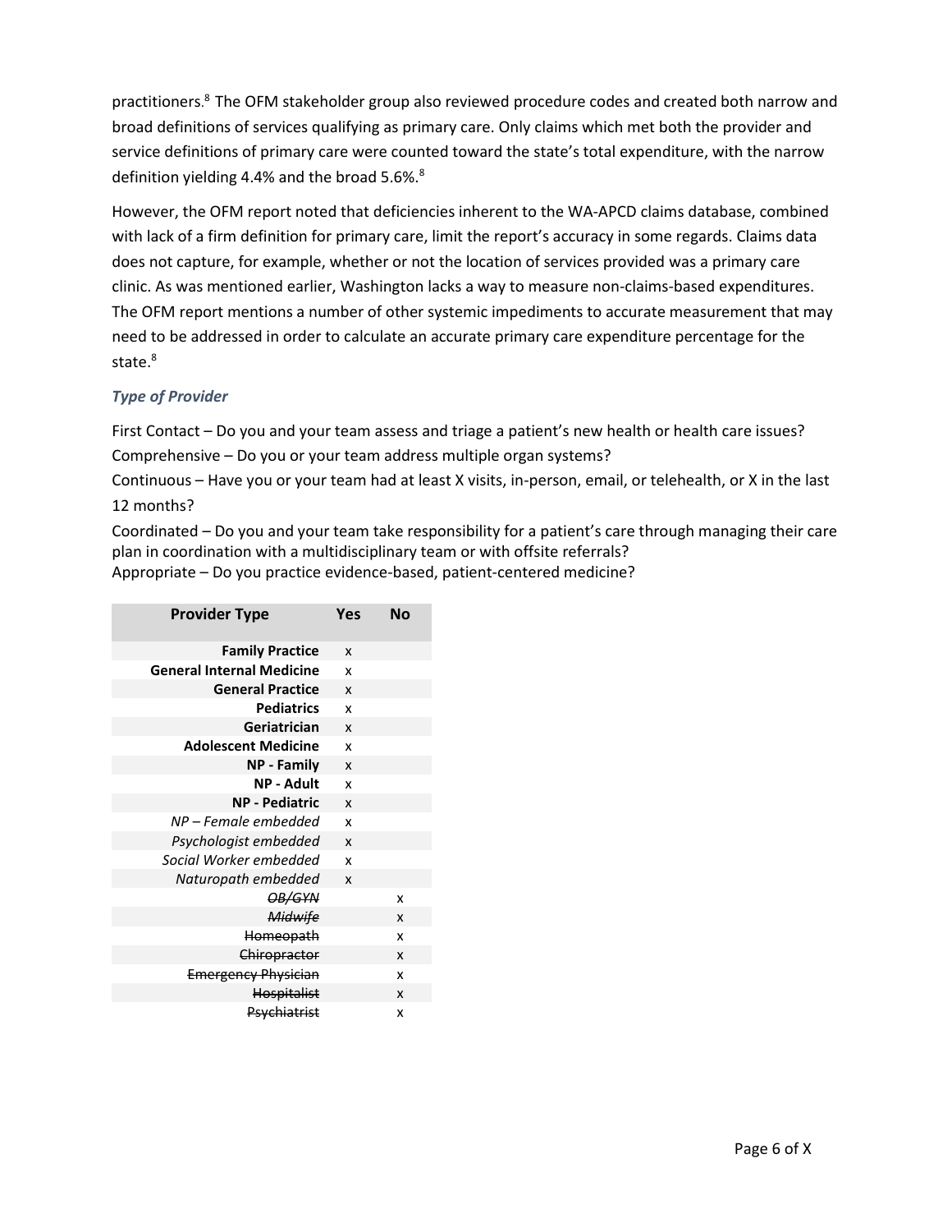practitioners.[8] The OFM stakeholder group also reviewed procedure codes and created both narrow and broad definitions of services qualifying as primary care. Only claims which met both the provider and service definitions of primary care were counted toward the state's total expenditure, with the narrow definition yielding 4.4% and the broad 5.6%.[8]

However, the OFM report noted that deficiencies inherent to the WA-APCD claims database, combined with lack of a firm definition for primary care, limit the report's accuracy in some regards. Claims data does not capture, for example, whether or not the location of services provided was a primary care clinic. As was mentioned earlier, Washington lacks a way to measure non-claims-based expenditures. The OFM report mentions a number of other systemic impediments to accurate measurement that may need to be addressed in order to calculate an accurate primary care expenditure percentage for the state.[8]

### *Type of Provider*

First Contact – Do you and your team assess and triage a patient's new health or health care issues?
Comprehensive – Do you or your team address multiple organ systems?
Continuous – Have you or your team had at least X visits, in-person, email, or telehealth, or X in the last 12 months?
Coordinated – Do you and your team take responsibility for a patient's care through managing their care plan in coordination with a multidisciplinary team or with offsite referrals?
Appropriate – Do you practice evidence-based, patient-centered medicine?

| Provider Type | Yes | No |
|---|---|---|
| **Family Practice** | x | |
| **General Internal Medicine** | x | |
| **General Practice** | x | |
| **Pediatrics** | x | |
| **Geriatrician** | x | |
| **Adolescent Medicine** | x | |
| **NP - Family** | x | |
| **NP - Adult** | x | |
| **NP - Pediatric** | x | |
| *NP – Female embedded* | x | |
| *Psychologist embedded* | x | |
| *Social Worker embedded* | x | |
| *Naturopath embedded* | x | |
| ~~*OB/GYN*~~ | | x |
| ~~*Midwife*~~ | | x |
| ~~Homeopath~~ | | x |
| ~~Chiropractor~~ | | x |
| ~~Emergency Physician~~ | | x |
| ~~Hospitalist~~ | | x |
| ~~Psychiatrist~~ | | x |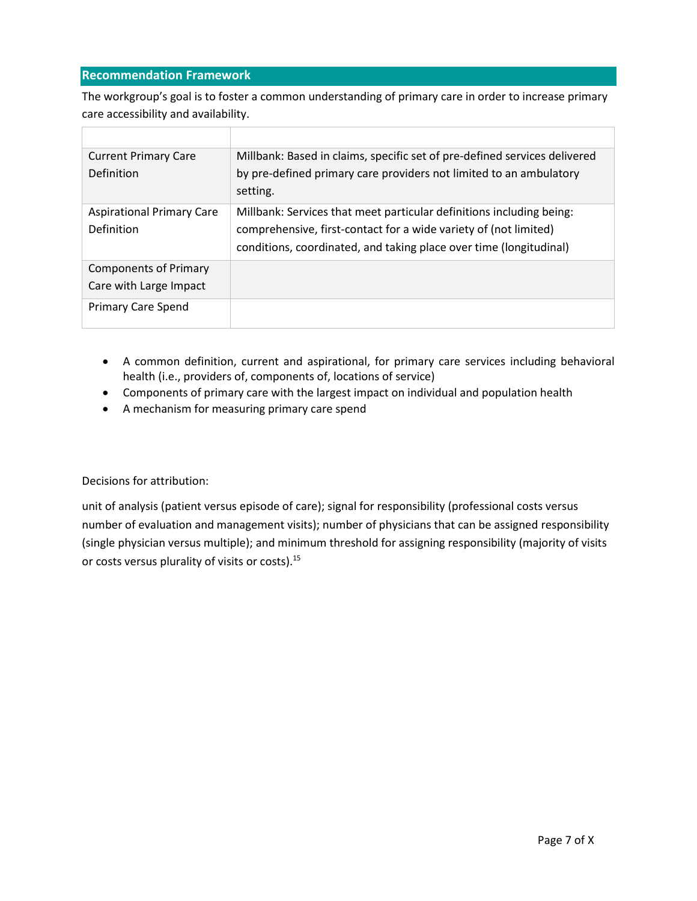## Recommendation Framework

The workgroup's goal is to foster a common understanding of primary care in order to increase primary care accessibility and availability.

| | |
|---|---|
| Current Primary Care Definition | Millbank: Based in claims, specific set of pre-defined services delivered by pre-defined primary care providers not limited to an ambulatory setting. |
| Aspirational Primary Care Definition | Millbank: Services that meet particular definitions including being: comprehensive, first-contact for a wide variety of (not limited) conditions, coordinated, and taking place over time (longitudinal) |
| Components of Primary Care with Large Impact | |
| Primary Care Spend | |

- A common definition, current and aspirational, for primary care services including behavioral health (i.e., providers of, components of, locations of service)
- Components of primary care with the largest impact on individual and population health
- A mechanism for measuring primary care spend

Decisions for attribution:

unit of analysis (patient versus episode of care); signal for responsibility (professional costs versus number of evaluation and management visits); number of physicians that can be assigned responsibility (single physician versus multiple); and minimum threshold for assigning responsibility (majority of visits or costs versus plurality of visits or costs).[15]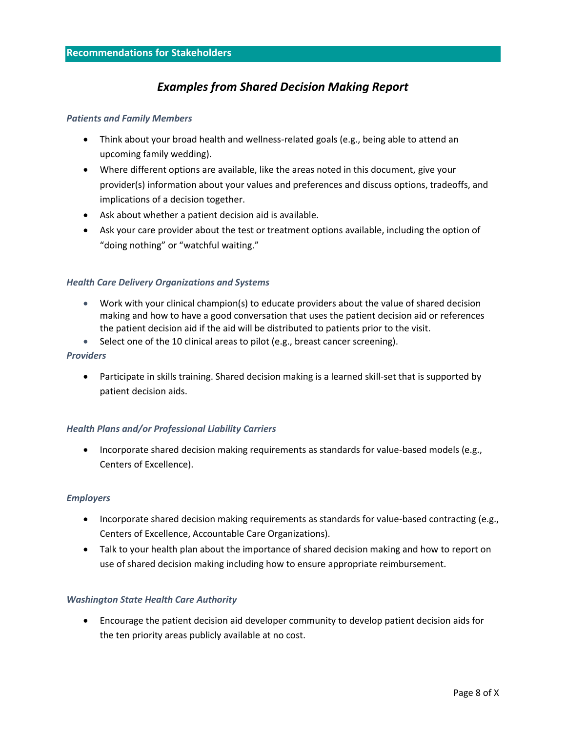## Recommendations for Stakeholders

### *Examples from Shared Decision Making Report*

#### *Patients and Family Members*

- Think about your broad health and wellness-related goals (e.g., being able to attend an upcoming family wedding).
- Where different options are available, like the areas noted in this document, give your provider(s) information about your values and preferences and discuss options, tradeoffs, and implications of a decision together.
- Ask about whether a patient decision aid is available.
- Ask your care provider about the test or treatment options available, including the option of "doing nothing" or "watchful waiting."

#### *Health Care Delivery Organizations and Systems*

- Work with your clinical champion(s) to educate providers about the value of shared decision making and how to have a good conversation that uses the patient decision aid or references the patient decision aid if the aid will be distributed to patients prior to the visit.
- Select one of the 10 clinical areas to pilot (e.g., breast cancer screening).

#### *Providers*

- Participate in skills training. Shared decision making is a learned skill-set that is supported by patient decision aids.

#### *Health Plans and/or Professional Liability Carriers*

- Incorporate shared decision making requirements as standards for value-based models (e.g., Centers of Excellence).

#### *Employers*

- Incorporate shared decision making requirements as standards for value-based contracting (e.g., Centers of Excellence, Accountable Care Organizations).
- Talk to your health plan about the importance of shared decision making and how to report on use of shared decision making including how to ensure appropriate reimbursement.

#### *Washington State Health Care Authority*

- Encourage the patient decision aid developer community to develop patient decision aids for the ten priority areas publicly available at no cost.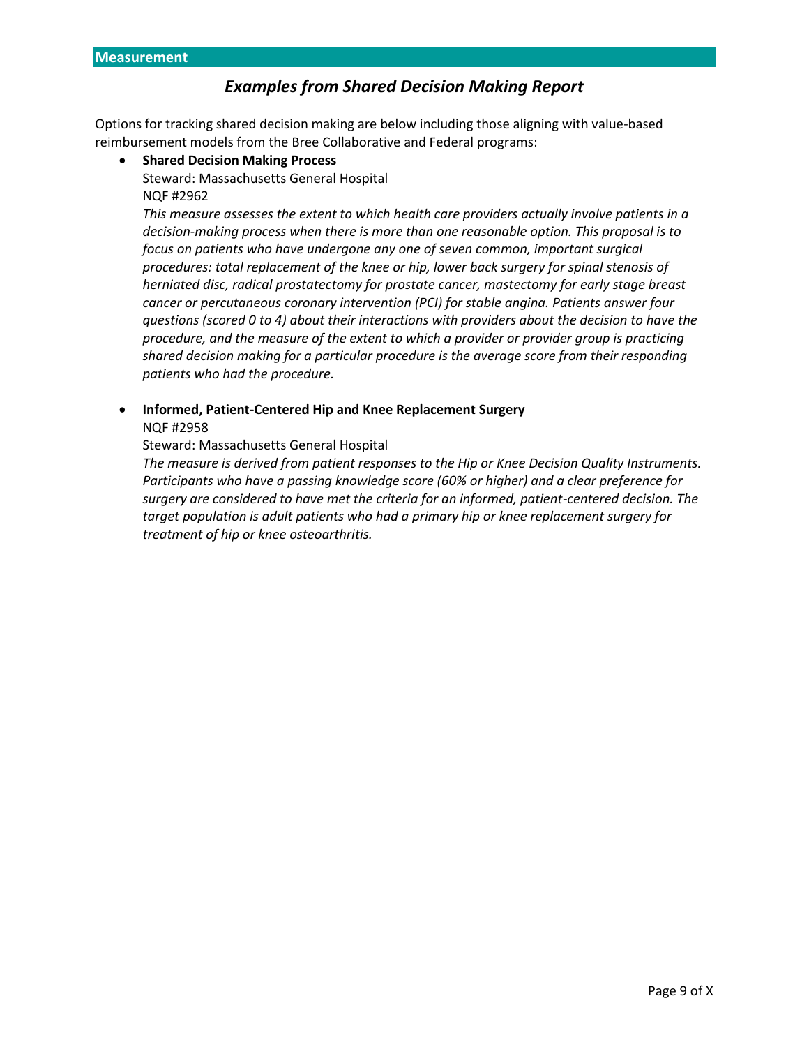## Measurement

### *Examples from Shared Decision Making Report*

Options for tracking shared decision making are below including those aligning with value-based reimbursement models from the Bree Collaborative and Federal programs:

- **Shared Decision Making Process**
  Steward: Massachusetts General Hospital
  NQF #2962
  *This measure assesses the extent to which health care providers actually involve patients in a decision-making process when there is more than one reasonable option. This proposal is to focus on patients who have undergone any one of seven common, important surgical procedures: total replacement of the knee or hip, lower back surgery for spinal stenosis of herniated disc, radical prostatectomy for prostate cancer, mastectomy for early stage breast cancer or percutaneous coronary intervention (PCI) for stable angina. Patients answer four questions (scored 0 to 4) about their interactions with providers about the decision to have the procedure, and the measure of the extent to which a provider or provider group is practicing shared decision making for a particular procedure is the average score from their responding patients who had the procedure.*

- **Informed, Patient-Centered Hip and Knee Replacement Surgery**
  NQF #2958
  Steward: Massachusetts General Hospital
  *The measure is derived from patient responses to the Hip or Knee Decision Quality Instruments. Participants who have a passing knowledge score (60% or higher) and a clear preference for surgery are considered to have met the criteria for an informed, patient-centered decision. The target population is adult patients who had a primary hip or knee replacement surgery for treatment of hip or knee osteoarthritis.*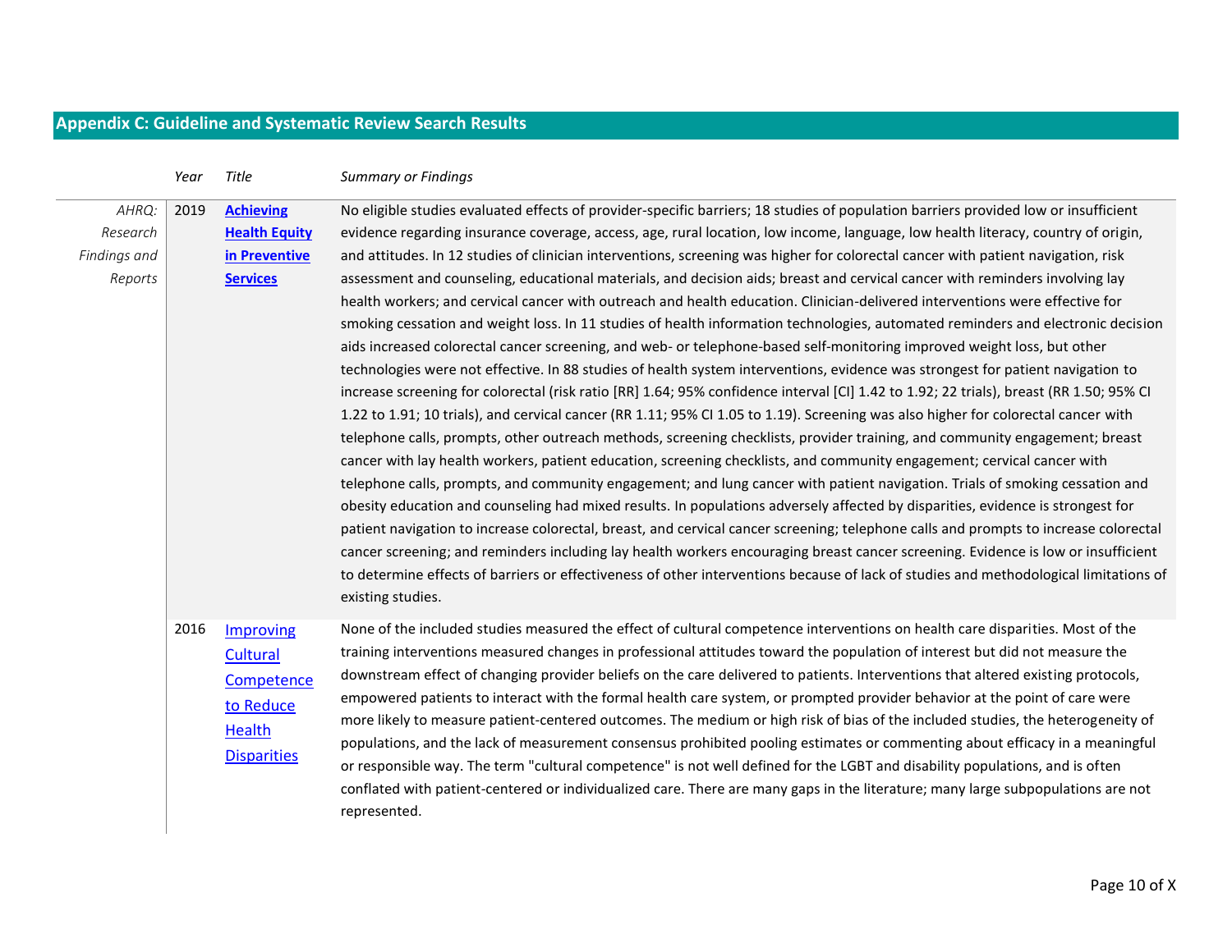## Appendix C: Guideline and Systematic Review Search Results

| | Year | Title | Summary or Findings |
|---|---|---|---|
| AHRQ: Research Findings and Reports | 2019 | **Achieving Health Equity in Preventive Services** | No eligible studies evaluated effects of provider-specific barriers; 18 studies of population barriers provided low or insufficient evidence regarding insurance coverage, access, age, rural location, low income, language, low health literacy, country of origin, and attitudes. In 12 studies of clinician interventions, screening was higher for colorectal cancer with patient navigation, risk assessment and counseling, educational materials, and decision aids; breast and cervical cancer with reminders involving lay health workers; and cervical cancer with outreach and health education. Clinician-delivered interventions were effective for smoking cessation and weight loss. In 11 studies of health information technologies, automated reminders and electronic decision aids increased colorectal cancer screening, and web- or telephone-based self-monitoring improved weight loss, but other technologies were not effective. In 88 studies of health system interventions, evidence was strongest for patient navigation to increase screening for colorectal (risk ratio [RR] 1.64; 95% confidence interval [CI] 1.42 to 1.92; 22 trials), breast (RR 1.50; 95% CI 1.22 to 1.91; 10 trials), and cervical cancer (RR 1.11; 95% CI 1.05 to 1.19). Screening was also higher for colorectal cancer with telephone calls, prompts, other outreach methods, screening checklists, provider training, and community engagement; breast cancer with lay health workers, patient education, screening checklists, and community engagement; cervical cancer with telephone calls, prompts, and community engagement; and lung cancer with patient navigation. Trials of smoking cessation and obesity education and counseling had mixed results. In populations adversely affected by disparities, evidence is strongest for patient navigation to increase colorectal, breast, and cervical cancer screening; telephone calls and prompts to increase colorectal cancer screening; and reminders including lay health workers encouraging breast cancer screening. Evidence is low or insufficient to determine effects of barriers or effectiveness of other interventions because of lack of studies and methodological limitations of existing studies. |
| | 2016 | Improving Cultural Competence to Reduce Health Disparities | None of the included studies measured the effect of cultural competence interventions on health care disparities. Most of the training interventions measured changes in professional attitudes toward the population of interest but did not measure the downstream effect of changing provider beliefs on the care delivered to patients. Interventions that altered existing protocols, empowered patients to interact with the formal health care system, or prompted provider behavior at the point of care were more likely to measure patient-centered outcomes. The medium or high risk of bias of the included studies, the heterogeneity of populations, and the lack of measurement consensus prohibited pooling estimates or commenting about efficacy in a meaningful or responsible way. The term "cultural competence" is not well defined for the LGBT and disability populations, and is often conflated with patient-centered or individualized care. There are many gaps in the literature; many large subpopulations are not represented. |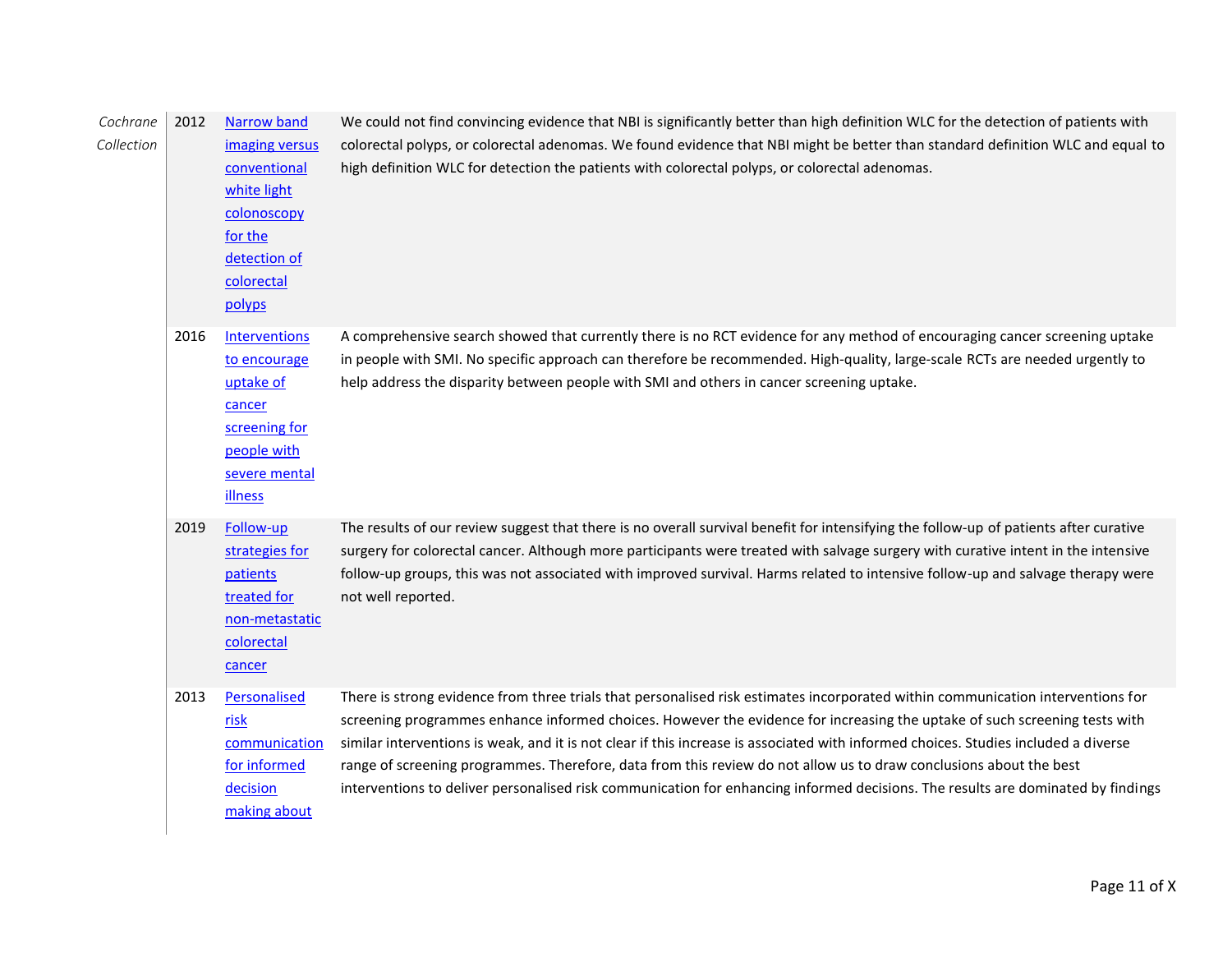| | | | |
|---|---|---|---|
| *Cochrane Collection* | 2012 | Narrow band imaging versus conventional white light colonoscopy for the detection of colorectal polyps | We could not find convincing evidence that NBI is significantly better than high definition WLC for the detection of patients with colorectal polyps, or colorectal adenomas. We found evidence that NBI might be better than standard definition WLC and equal to high definition WLC for detection the patients with colorectal polyps, or colorectal adenomas. |
| | 2016 | Interventions to encourage uptake of cancer screening for people with severe mental illness | A comprehensive search showed that currently there is no RCT evidence for any method of encouraging cancer screening uptake in people with SMI. No specific approach can therefore be recommended. High-quality, large-scale RCTs are needed urgently to help address the disparity between people with SMI and others in cancer screening uptake. |
| | 2019 | Follow-up strategies for patients treated for non-metastatic colorectal cancer | The results of our review suggest that there is no overall survival benefit for intensifying the follow-up of patients after curative surgery for colorectal cancer. Although more participants were treated with salvage surgery with curative intent in the intensive follow-up groups, this was not associated with improved survival. Harms related to intensive follow-up and salvage therapy were not well reported. |
| | 2013 | Personalised risk communication for informed decision making about | There is strong evidence from three trials that personalised risk estimates incorporated within communication interventions for screening programmes enhance informed choices. However the evidence for increasing the uptake of such screening tests with similar interventions is weak, and it is not clear if this increase is associated with informed choices. Studies included a diverse range of screening programmes. Therefore, data from this review do not allow us to draw conclusions about the best interventions to deliver personalised risk communication for enhancing informed decisions. The results are dominated by findings |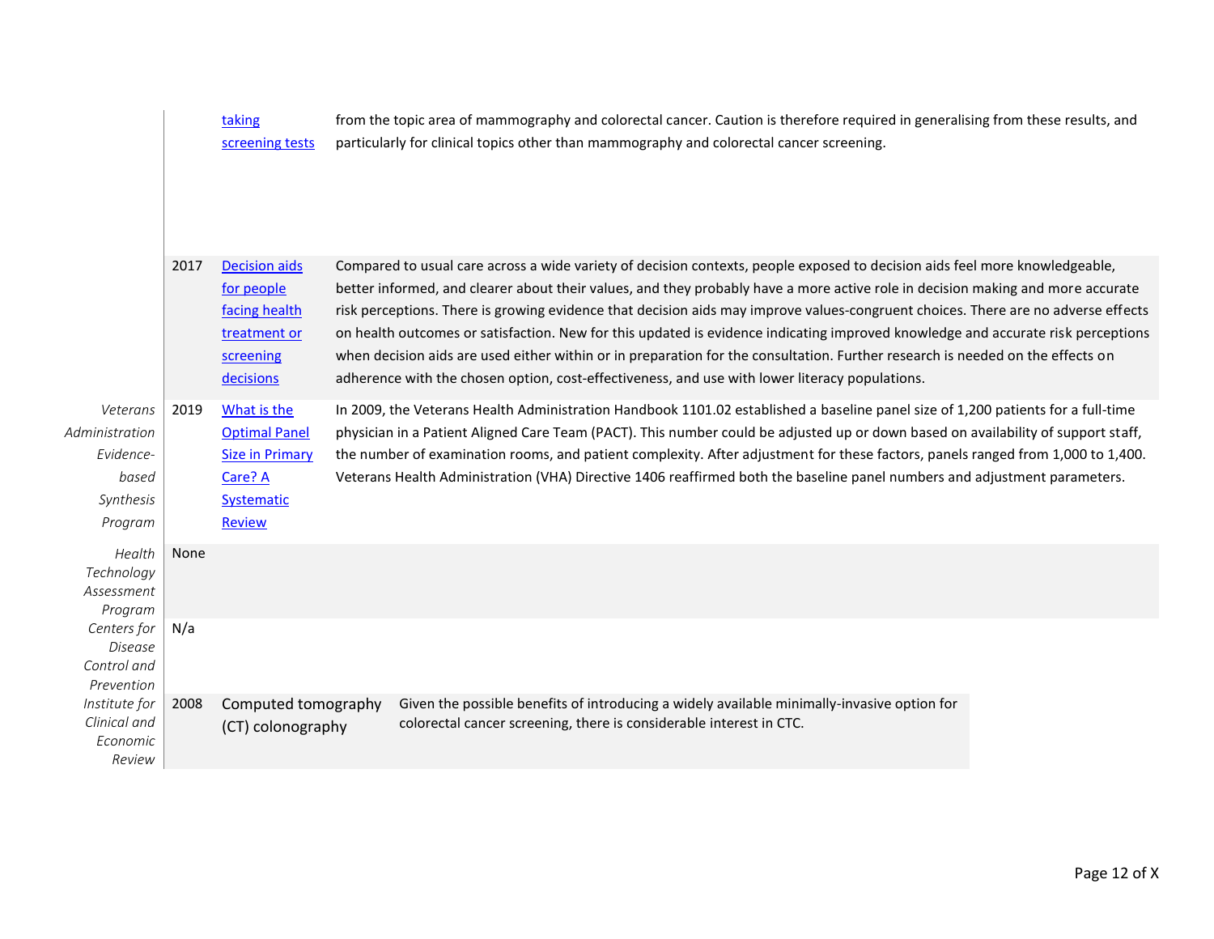| | | | |
|---|---|---|---|
| | | [taking screening tests]() | from the topic area of mammography and colorectal cancer. Caution is therefore required in generalising from these results, and particularly for clinical topics other than mammography and colorectal cancer screening. |
| | 2017 | [Decision aids for people facing health treatment or screening decisions]() | Compared to usual care across a wide variety of decision contexts, people exposed to decision aids feel more knowledgeable, better informed, and clearer about their values, and they probably have a more active role in decision making and more accurate risk perceptions. There is growing evidence that decision aids may improve values-congruent choices. There are no adverse effects on health outcomes or satisfaction. New for this updated is evidence indicating improved knowledge and accurate risk perceptions when decision aids are used either within or in preparation for the consultation. Further research is needed on the effects on adherence with the chosen option, cost-effectiveness, and use with lower literacy populations. |
| *Veterans Administration Evidence-based Synthesis Program* | 2019 | [What is the Optimal Panel Size in Primary Care? A Systematic Review]() | In 2009, the Veterans Health Administration Handbook 1101.02 established a baseline panel size of 1,200 patients for a full-time physician in a Patient Aligned Care Team (PACT). This number could be adjusted up or down based on availability of support staff, the number of examination rooms, and patient complexity. After adjustment for these factors, panels ranged from 1,000 to 1,400. Veterans Health Administration (VHA) Directive 1406 reaffirmed both the baseline panel numbers and adjustment parameters. |
| *Health Technology Assessment Program* | None | | |
| *Centers for Disease Control and Prevention* | N/a | | |
| *Institute for Clinical and Economic Review* | 2008 | Computed tomography (CT) colonography | Given the possible benefits of introducing a widely available minimally-invasive option for colorectal cancer screening, there is considerable interest in CTC. |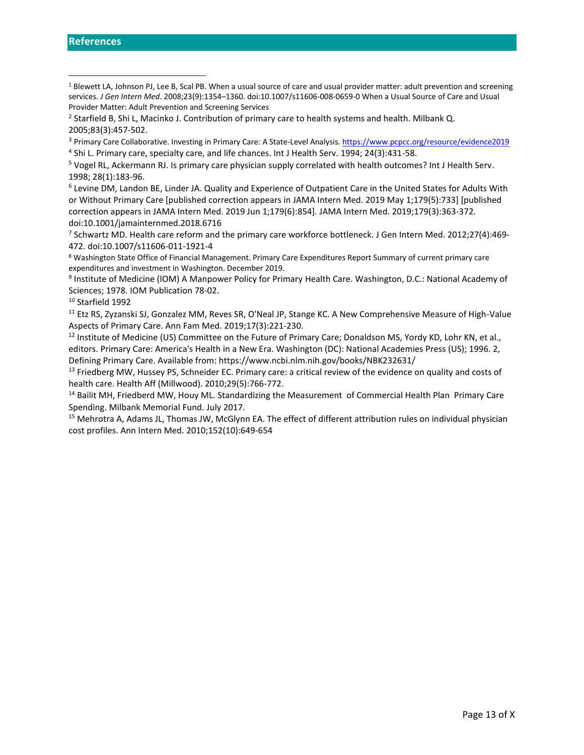## References

[1] Blewett LA, Johnson PJ, Lee B, Scal PB. When a usual source of care and usual provider matter: adult prevention and screening services. *J Gen Intern Med*. 2008;23(9):1354–1360. doi:10.1007/s11606-008-0659-0 When a Usual Source of Care and Usual Provider Matter: Adult Prevention and Screening Services

[2] Starfield B, Shi L, Macinko J. Contribution of primary care to health systems and health. Milbank Q. 2005;83(3):457-502.

[3] Primary Care Collaborative. Investing in Primary Care: A State-Level Analysis. https://www.pcpcc.org/resource/evidence2019

[4] Shi L. Primary care, specialty care, and life chances. Int J Health Serv. 1994; 24(3):431-58.

[5] Vogel RL, Ackermann RJ. Is primary care physician supply correlated with health outcomes? Int J Health Serv. 1998; 28(1):183-96.

[6] Levine DM, Landon BE, Linder JA. Quality and Experience of Outpatient Care in the United States for Adults With or Without Primary Care [published correction appears in JAMA Intern Med. 2019 May 1;179(5):733] [published correction appears in JAMA Intern Med. 2019 Jun 1;179(6):854]. JAMA Intern Med. 2019;179(3):363-372. doi:10.1001/jamainternmed.2018.6716

[7] Schwartz MD. Health care reform and the primary care workforce bottleneck. J Gen Intern Med. 2012;27(4):469-472. doi:10.1007/s11606-011-1921-4

[8] Washington State Office of Financial Management. Primary Care Expenditures Report Summary of current primary care expenditures and investment in Washington. December 2019.

[9] Institute of Medicine (IOM) A Manpower Policy for Primary Health Care. Washington, D.C.: National Academy of Sciences; 1978. IOM Publication 78-02.

[10] Starfield 1992

[11] Etz RS, Zyzanski SJ, Gonzalez MM, Reves SR, O'Neal JP, Stange KC. A New Comprehensive Measure of High-Value Aspects of Primary Care. Ann Fam Med. 2019;17(3):221-230.

[12] Institute of Medicine (US) Committee on the Future of Primary Care; Donaldson MS, Yordy KD, Lohr KN, et al., editors. Primary Care: America's Health in a New Era. Washington (DC): National Academies Press (US); 1996. 2, Defining Primary Care. Available from: https://www.ncbi.nlm.nih.gov/books/NBK232631/

[13] Friedberg MW, Hussey PS, Schneider EC. Primary care: a critical review of the evidence on quality and costs of health care. Health Aff (Millwood). 2010;29(5):766-772.

[14] Bailit MH, Friedberd MW, Houy ML. Standardizing the Measurement of Commercial Health Plan Primary Care Spending. Milbank Memorial Fund. July 2017.

[15] Mehrotra A, Adams JL, Thomas JW, McGlynn EA. The effect of different attribution rules on individual physician cost profiles. Ann Intern Med. 2010;152(10):649-654